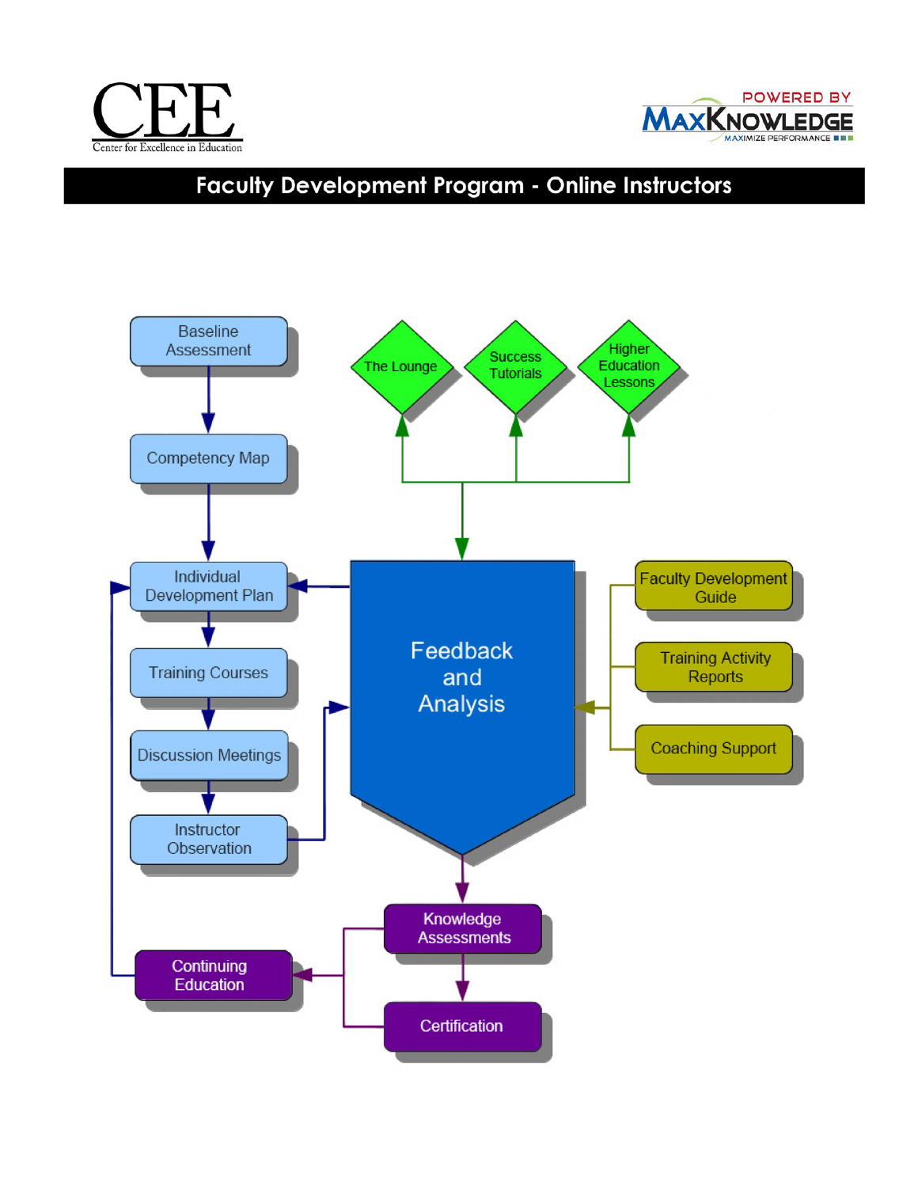CEE

Center for Excellence in Education

POWERED BY MAXKNOWLEDGE

MAXIMIZE PERFORMANCE

# Faculty Development Program - Online Instructors

Baseline Assessment

Competency Map

Individual Development Plan

Training Courses

Discussion Meetings

Instructor Observation

The Lounge

Success Tutorials

Higher Education Lessons

Feedback and Analysis

Faculty Development Guide

Training Activity Reports

Coaching Support

Knowledge Assessments

Certification

Continuing Education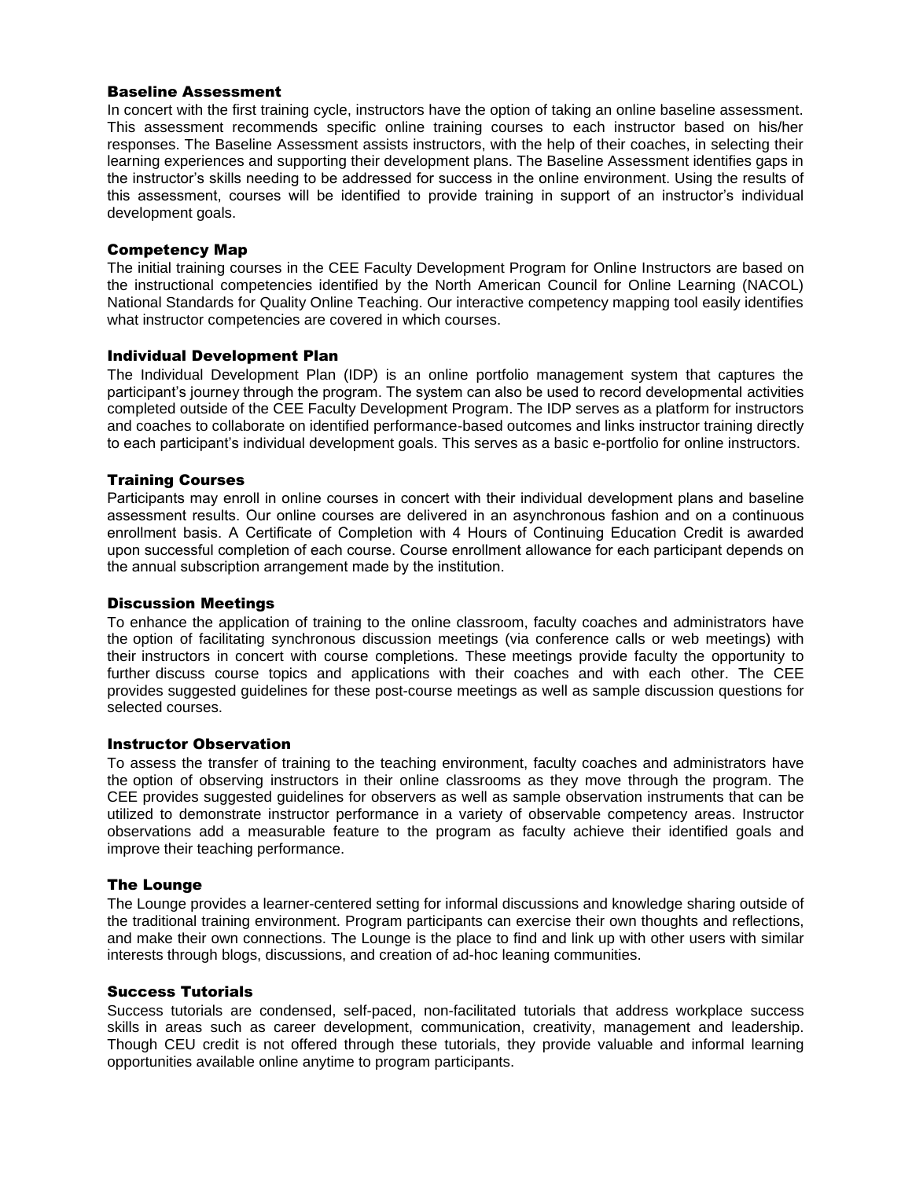### Baseline Assessment

In concert with the first training cycle, instructors have the option of taking an online baseline assessment. This assessment recommends specific online training courses to each instructor based on his/her responses. The Baseline Assessment assists instructors, with the help of their coaches, in selecting their learning experiences and supporting their development plans. The Baseline Assessment identifies gaps in the instructor's skills needing to be addressed for success in the online environment. Using the results of this assessment, courses will be identified to provide training in support of an instructor's individual development goals.

### Competency Map

The initial training courses in the CEE Faculty Development Program for Online Instructors are based on the instructional competencies identified by the North American Council for Online Learning (NACOL) National Standards for Quality Online Teaching. Our interactive competency mapping tool easily identifies what instructor competencies are covered in which courses.

### Individual Development Plan

The Individual Development Plan (IDP) is an online portfolio management system that captures the participant's journey through the program. The system can also be used to record developmental activities completed outside of the CEE Faculty Development Program. The IDP serves as a platform for instructors and coaches to collaborate on identified performance-based outcomes and links instructor training directly to each participant's individual development goals. This serves as a basic e-portfolio for online instructors.

### Training Courses

Participants may enroll in online courses in concert with their individual development plans and baseline assessment results. Our online courses are delivered in an asynchronous fashion and on a continuous enrollment basis. A Certificate of Completion with 4 Hours of Continuing Education Credit is awarded upon successful completion of each course. Course enrollment allowance for each participant depends on the annual subscription arrangement made by the institution.

### Discussion Meetings

To enhance the application of training to the online classroom, faculty coaches and administrators have the option of facilitating synchronous discussion meetings (via conference calls or web meetings) with their instructors in concert with course completions. These meetings provide faculty the opportunity to further discuss course topics and applications with their coaches and with each other. The CEE provides suggested guidelines for these post-course meetings as well as sample discussion questions for selected courses.

### Instructor Observation

To assess the transfer of training to the teaching environment, faculty coaches and administrators have the option of observing instructors in their online classrooms as they move through the program. The CEE provides suggested guidelines for observers as well as sample observation instruments that can be utilized to demonstrate instructor performance in a variety of observable competency areas. Instructor observations add a measurable feature to the program as faculty achieve their identified goals and improve their teaching performance.

### The Lounge

The Lounge provides a learner-centered setting for informal discussions and knowledge sharing outside of the traditional training environment. Program participants can exercise their own thoughts and reflections, and make their own connections. The Lounge is the place to find and link up with other users with similar interests through blogs, discussions, and creation of ad-hoc leaning communities.

### Success Tutorials

Success tutorials are condensed, self-paced, non-facilitated tutorials that address workplace success skills in areas such as career development, communication, creativity, management and leadership. Though CEU credit is not offered through these tutorials, they provide valuable and informal learning opportunities available online anytime to program participants.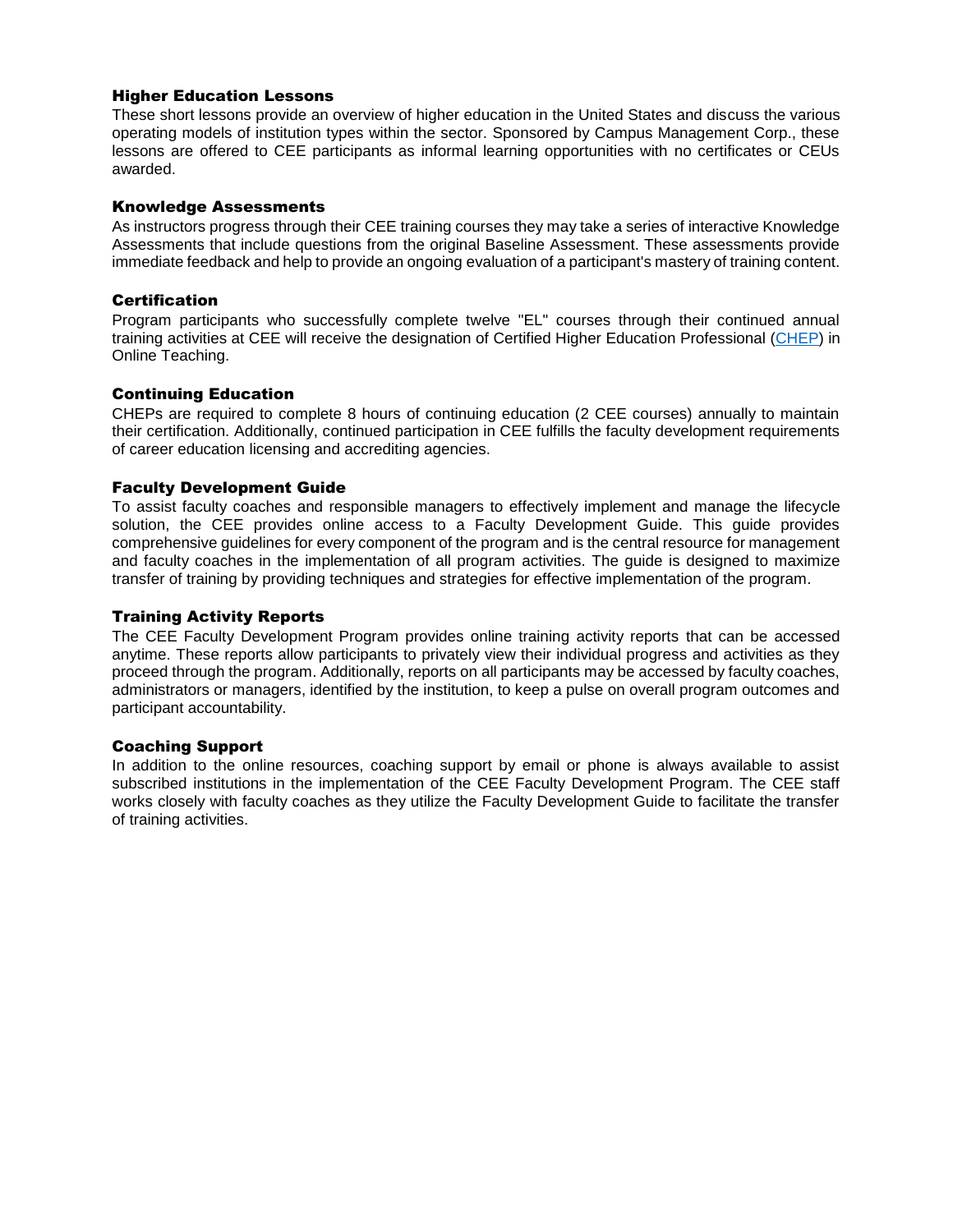### Higher Education Lessons

These short lessons provide an overview of higher education in the United States and discuss the various operating models of institution types within the sector. Sponsored by Campus Management Corp., these lessons are offered to CEE participants as informal learning opportunities with no certificates or CEUs awarded.

### Knowledge Assessments

As instructors progress through their CEE training courses they may take a series of interactive Knowledge Assessments that include questions from the original Baseline Assessment. These assessments provide immediate feedback and help to provide an ongoing evaluation of a participant's mastery of training content.

### Certification

Program participants who successfully complete twelve "EL" courses through their continued annual training activities at CEE will receive the designation of Certified Higher Education Professional (CHEP) in Online Teaching.

### Continuing Education

CHEPs are required to complete 8 hours of continuing education (2 CEE courses) annually to maintain their certification. Additionally, continued participation in CEE fulfills the faculty development requirements of career education licensing and accrediting agencies.

### Faculty Development Guide

To assist faculty coaches and responsible managers to effectively implement and manage the lifecycle solution, the CEE provides online access to a Faculty Development Guide. This guide provides comprehensive guidelines for every component of the program and is the central resource for management and faculty coaches in the implementation of all program activities. The guide is designed to maximize transfer of training by providing techniques and strategies for effective implementation of the program.

### Training Activity Reports

The CEE Faculty Development Program provides online training activity reports that can be accessed anytime. These reports allow participants to privately view their individual progress and activities as they proceed through the program. Additionally, reports on all participants may be accessed by faculty coaches, administrators or managers, identified by the institution, to keep a pulse on overall program outcomes and participant accountability.

### Coaching Support

In addition to the online resources, coaching support by email or phone is always available to assist subscribed institutions in the implementation of the CEE Faculty Development Program. The CEE staff works closely with faculty coaches as they utilize the Faculty Development Guide to facilitate the transfer of training activities.